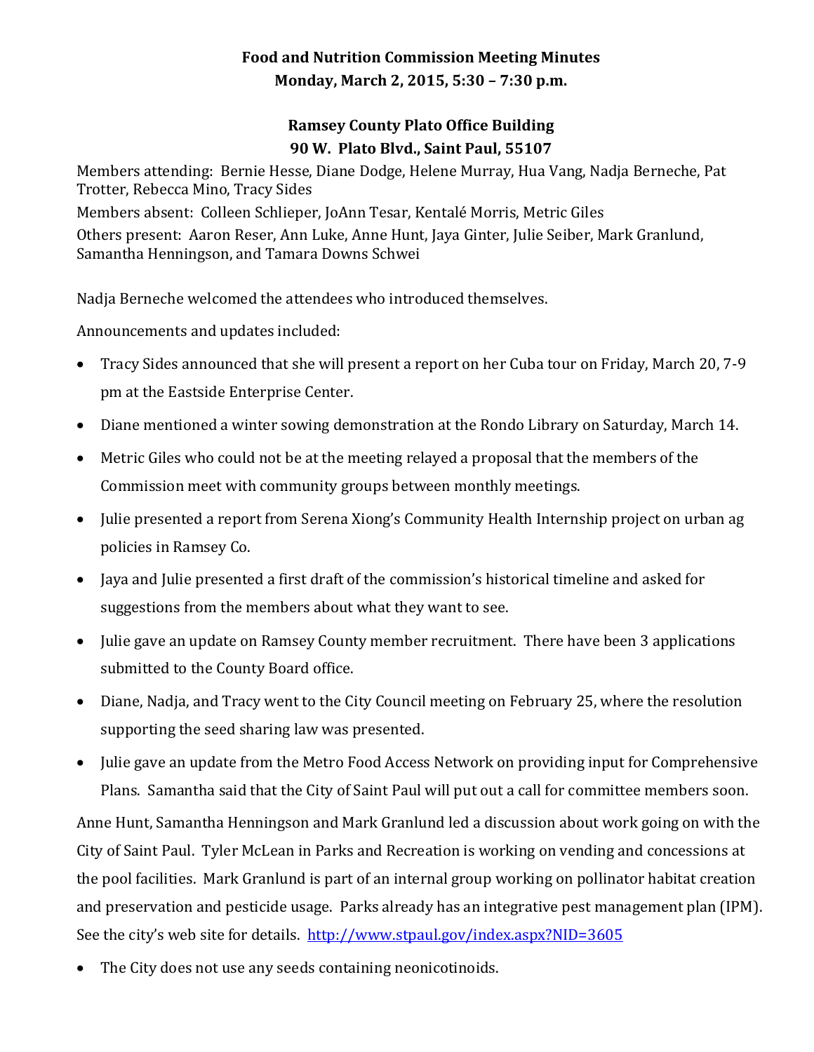# Food and Nutrition Commission Meeting Minutes

## Monday, March 2, 2015, 5:30 – 7:30 p.m.

## Ramsey County Plato Office Building
## 90 W. Plato Blvd., Saint Paul, 55107

Members attending: Bernie Hesse, Diane Dodge, Helene Murray, Hua Vang, Nadja Berneche, Pat Trotter, Rebecca Mino, Tracy Sides

Members absent: Colleen Schlieper, JoAnn Tesar, Kentalé Morris, Metric Giles

Others present: Aaron Reser, Ann Luke, Anne Hunt, Jaya Ginter, Julie Seiber, Mark Granlund, Samantha Henningson, and Tamara Downs Schwei

Nadja Berneche welcomed the attendees who introduced themselves.

Announcements and updates included:

- Tracy Sides announced that she will present a report on her Cuba tour on Friday, March 20, 7-9 pm at the Eastside Enterprise Center.
- Diane mentioned a winter sowing demonstration at the Rondo Library on Saturday, March 14.
- Metric Giles who could not be at the meeting relayed a proposal that the members of the Commission meet with community groups between monthly meetings.
- Julie presented a report from Serena Xiong's Community Health Internship project on urban ag policies in Ramsey Co.
- Jaya and Julie presented a first draft of the commission's historical timeline and asked for suggestions from the members about what they want to see.
- Julie gave an update on Ramsey County member recruitment. There have been 3 applications submitted to the County Board office.
- Diane, Nadja, and Tracy went to the City Council meeting on February 25, where the resolution supporting the seed sharing law was presented.
- Julie gave an update from the Metro Food Access Network on providing input for Comprehensive Plans. Samantha said that the City of Saint Paul will put out a call for committee members soon.

Anne Hunt, Samantha Henningson and Mark Granlund led a discussion about work going on with the City of Saint Paul. Tyler McLean in Parks and Recreation is working on vending and concessions at the pool facilities. Mark Granlund is part of an internal group working on pollinator habitat creation and preservation and pesticide usage. Parks already has an integrative pest management plan (IPM). See the city's web site for details. http://www.stpaul.gov/index.aspx?NID=3605

- The City does not use any seeds containing neonicotinoids.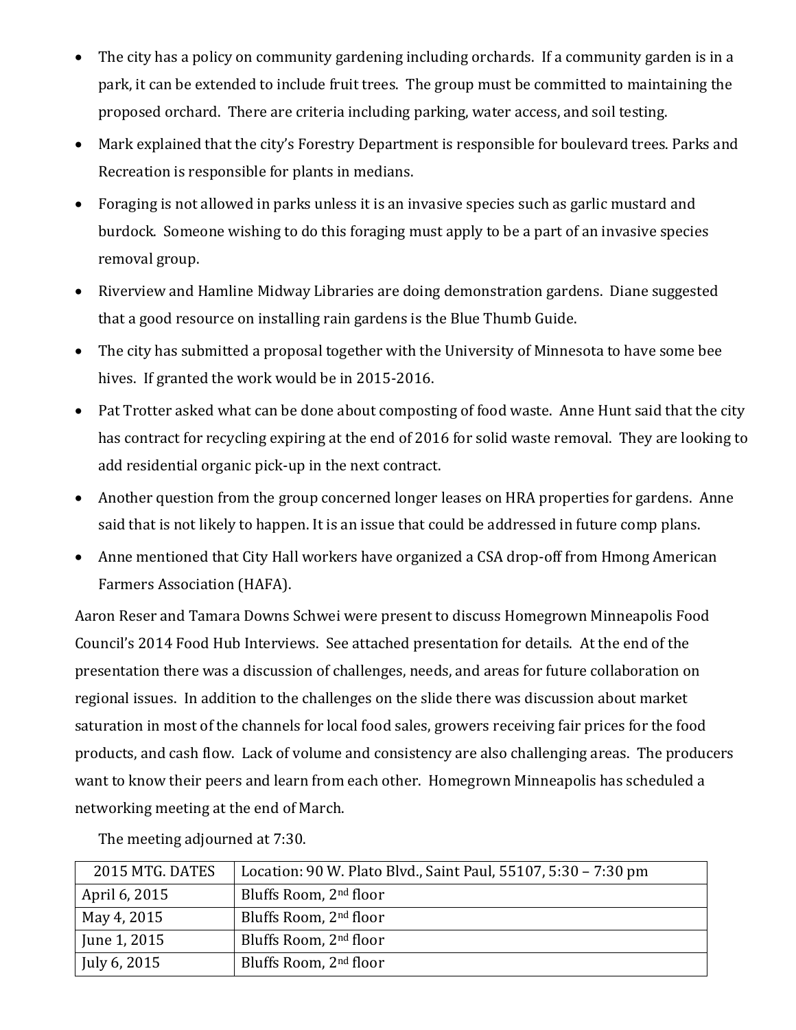- The city has a policy on community gardening including orchards. If a community garden is in a park, it can be extended to include fruit trees. The group must be committed to maintaining the proposed orchard. There are criteria including parking, water access, and soil testing.
- Mark explained that the city's Forestry Department is responsible for boulevard trees. Parks and Recreation is responsible for plants in medians.
- Foraging is not allowed in parks unless it is an invasive species such as garlic mustard and burdock. Someone wishing to do this foraging must apply to be a part of an invasive species removal group.
- Riverview and Hamline Midway Libraries are doing demonstration gardens. Diane suggested that a good resource on installing rain gardens is the Blue Thumb Guide.
- The city has submitted a proposal together with the University of Minnesota to have some bee hives. If granted the work would be in 2015-2016.
- Pat Trotter asked what can be done about composting of food waste. Anne Hunt said that the city has contract for recycling expiring at the end of 2016 for solid waste removal. They are looking to add residential organic pick-up in the next contract.
- Another question from the group concerned longer leases on HRA properties for gardens. Anne said that is not likely to happen. It is an issue that could be addressed in future comp plans.
- Anne mentioned that City Hall workers have organized a CSA drop-off from Hmong American Farmers Association (HAFA).

Aaron Reser and Tamara Downs Schwei were present to discuss Homegrown Minneapolis Food Council's 2014 Food Hub Interviews. See attached presentation for details. At the end of the presentation there was a discussion of challenges, needs, and areas for future collaboration on regional issues. In addition to the challenges on the slide there was discussion about market saturation in most of the channels for local food sales, growers receiving fair prices for the food products, and cash flow. Lack of volume and consistency are also challenging areas. The producers want to know their peers and learn from each other. Homegrown Minneapolis has scheduled a networking meeting at the end of March.

The meeting adjourned at 7:30.

| 2015 MTG. DATES | Location: 90 W. Plato Blvd., Saint Paul, 55107, 5:30 – 7:30 pm |
|---|---|
| April 6, 2015 | Bluffs Room, 2nd floor |
| May 4, 2015 | Bluffs Room, 2nd floor |
| June 1, 2015 | Bluffs Room, 2nd floor |
| July 6, 2015 | Bluffs Room, 2nd floor |